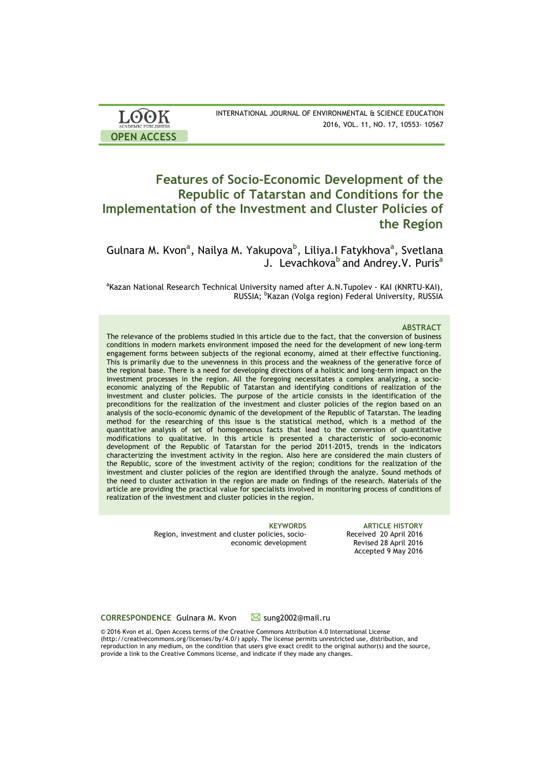OPEN ACCESS

INTERNATIONAL JOURNAL OF ENVIRONMENTAL & SCIENCE EDUCATION
2016, VOL. 11, NO. 17, 10553- 10567

# Features of Socio-Economic Development of the Republic of Tatarstan and Conditions for the Implementation of the Investment and Cluster Policies of the Region

Gulnara M. Kvon[a], Nailya M. Yakupova[b], Liliya.I Fatykhova[a], Svetlana J. Levachkova[b] and Andrey.V. Puris[a]

[a]Kazan National Research Technical University named after A.N.Tupolev - KAI (KNRTU-KAI), RUSSIA; [b]Kazan (Volga region) Federal University, RUSSIA

## ABSTRACT

The relevance of the problems studied in this article due to the fact, that the conversion of business conditions in modern markets environment imposed the need for the development of new long-term engagement forms between subjects of the regional economy, aimed at their effective functioning. This is primarily due to the unevenness in this process and the weakness of the generative force of the regional base. There is a need for developing directions of a holistic and long-term impact on the investment processes in the region. All the foregoing necessitates a complex analyzing, a socio-economic analyzing of the Republic of Tatarstan and identifying conditions of realization of the investment and cluster policies. The purpose of the article consists in the identification of the preconditions for the realization of the investment and cluster policies of the region based on an analysis of the socio-economic dynamic of the development of the Republic of Tatarstan. The leading method for the researching of this issue is the statistical method, which is a method of the quantitative analysis of set of homogeneous facts that lead to the conversion of quantitative modifications to qualitative. In this article is presented a characteristic of socio-economic development of the Republic of Tatarstan for the period 2011-2015, trends in the indicators characterizing the investment activity in the region. Also here are considered the main clusters of the Republic, score of the investment activity of the region; conditions for the realization of the investment and cluster policies of the region are identified through the analyze. Sound methods of the need to cluster activation in the region are made on findings of the research. Materials of the article are providing the practical value for specialists involved in monitoring process of conditions of realization of the investment and cluster policies in the region.

**KEYWORDS**
Region, investment and cluster policies, socio-economic development

**ARTICLE HISTORY**
Received 20 April 2016
Revised 28 April 2016
Accepted 9 May 2016

**CORRESPONDENCE** Gulnara M. Kvon sung2002@mail.ru

© 2016 Kvon et al. Open Access terms of the Creative Commons Attribution 4.0 International License (http://creativecommons.org/licenses/by/4.0/) apply. The license permits unrestricted use, distribution, and reproduction in any medium, on the condition that users give exact credit to the original author(s) and the source, provide a link to the Creative Commons license, and indicate if they made any changes.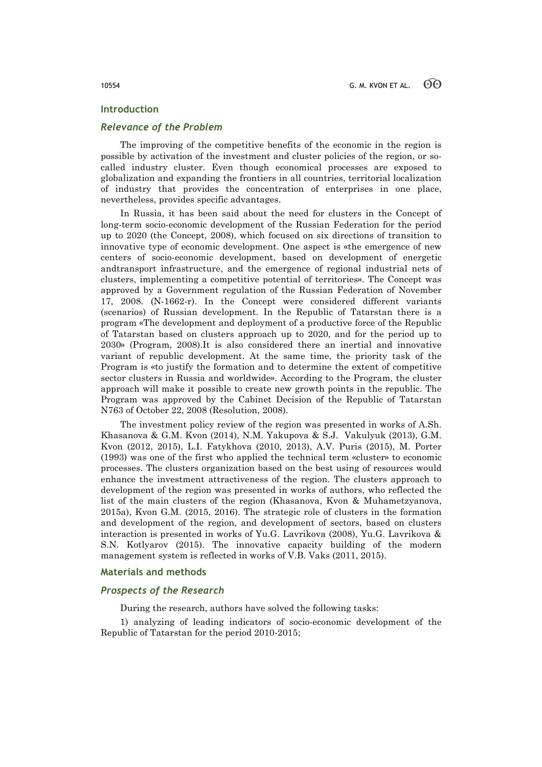## Introduction

### *Relevance of the Problem*

The improving of the competitive benefits of the economic in the region is possible by activation of the investment and cluster policies of the region, or so-called industry cluster. Even though economical processes are exposed to globalization and expanding the frontiers in all countries, territorial localization of industry that provides the concentration of enterprises in one place, nevertheless, provides specific advantages.

In Russia, it has been said about the need for clusters in the Concept of long-term socio-economic development of the Russian Federation for the period up to 2020 (the Concept, 2008), which focused on six directions of transition to innovative type of economic development. One aspect is «the emergence of new centers of socio-economic development, based on development of energetic andtransport infrastructure, and the emergence of regional industrial nets of clusters, implementing a competitive potential of territories». The Concept was approved by a Government regulation of the Russian Federation of November 17, 2008. (N-1662-r). In the Concept were considered different variants (scenarios) of Russian development. In the Republic of Tatarstan there is a program «The development and deployment of a productive force of the Republic of Tatarstan based on clusters approach up to 2020, and for the period up to 2030» (Program, 2008).It is also considered there an inertial and innovative variant of republic development. At the same time, the priority task of the Program is «to justify the formation and to determine the extent of competitive sector clusters in Russia and worldwide». According to the Program, the cluster approach will make it possible to create new growth points in the republic. The Program was approved by the Cabinet Decision of the Republic of Tatarstan N763 of October 22, 2008 (Resolution, 2008).

The investment policy review of the region was presented in works of A.Sh. Khasanova & G.M. Kvon (2014), N.M. Yakupova & S.J. Vakulyuk (2013), G.M. Kvon (2012, 2015), L.I. Fatykhova (2010, 2013), A.V. Puris (2015), M. Porter (1993) was one of the first who applied the technical term «cluster» to economic processes. The clusters organization based on the best using of resources would enhance the investment attractiveness of the region. The clusters approach to development of the region was presented in works of authors, who reflected the list of the main clusters of the region (Khasanova, Kvon & Muhametzyanova, 2015a), Kvon G.M. (2015, 2016). The strategic role of clusters in the formation and development of the region, and development of sectors, based on clusters interaction is presented in works of Yu.G. Lavrikova (2008), Yu.G. Lavrikova & S.N. Kotlyarov (2015). The innovative capacity building of the modern management system is reflected in works of V.B. Vaks (2011, 2015).

## Materials and methods

### *Prospects of the Research*

During the research, authors have solved the following tasks:

1) analyzing of leading indicators of socio-economic development of the Republic of Tatarstan for the period 2010-2015;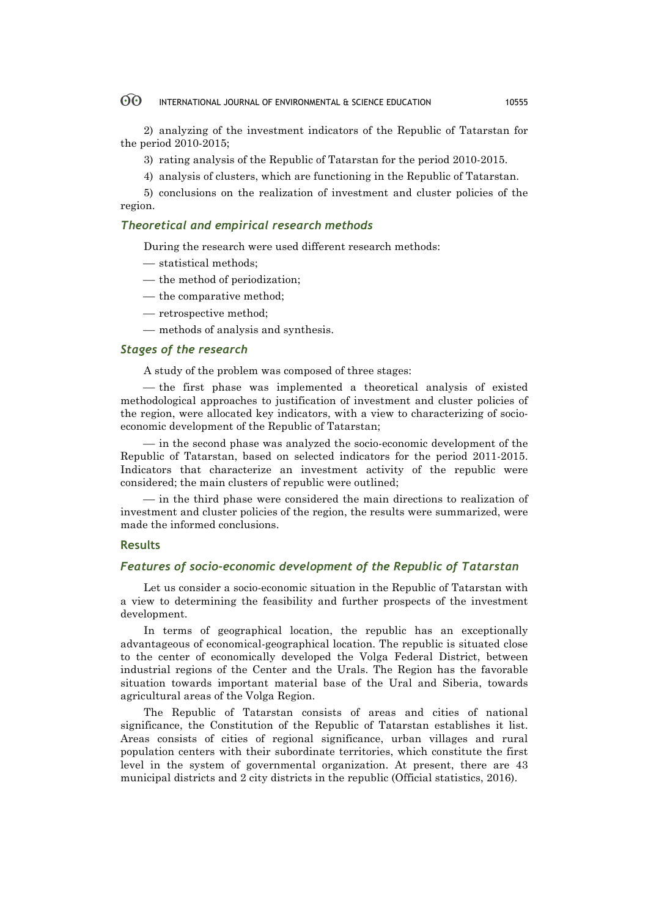2) analyzing of the investment indicators of the Republic of Tatarstan for the period 2010-2015;

3) rating analysis of the Republic of Tatarstan for the period 2010-2015.

4) analysis of clusters, which are functioning in the Republic of Tatarstan.

5) conclusions on the realization of investment and cluster policies of the region.

### *Theoretical and empirical research methods*

During the research were used different research methods:

— statistical methods;

— the method of periodization;

— the comparative method;

— retrospective method;

— methods of analysis and synthesis.

### *Stages of the research*

A study of the problem was composed of three stages:

— the first phase was implemented a theoretical analysis of existed methodological approaches to justification of investment and cluster policies of the region, were allocated key indicators, with a view to characterizing of socio-economic development of the Republic of Tatarstan;

— in the second phase was analyzed the socio-economic development of the Republic of Tatarstan, based on selected indicators for the period 2011-2015. Indicators that characterize an investment activity of the republic were considered; the main clusters of republic were outlined;

— in the third phase were considered the main directions to realization of investment and cluster policies of the region, the results were summarized, were made the informed conclusions.

## Results

### *Features of socio-economic development of the Republic of Tatarstan*

Let us consider a socio-economic situation in the Republic of Tatarstan with a view to determining the feasibility and further prospects of the investment development.

In terms of geographical location, the republic has an exceptionally advantageous of economical-geographical location. The republic is situated close to the center of economically developed the Volga Federal District, between industrial regions of the Center and the Urals. The Region has the favorable situation towards important material base of the Ural and Siberia, towards agricultural areas of the Volga Region.

The Republic of Tatarstan consists of areas and cities of national significance, the Constitution of the Republic of Tatarstan establishes it list. Areas consists of cities of regional significance, urban villages and rural population centers with their subordinate territories, which constitute the first level in the system of governmental organization. At present, there are 43 municipal districts and 2 city districts in the republic (Official statistics, 2016).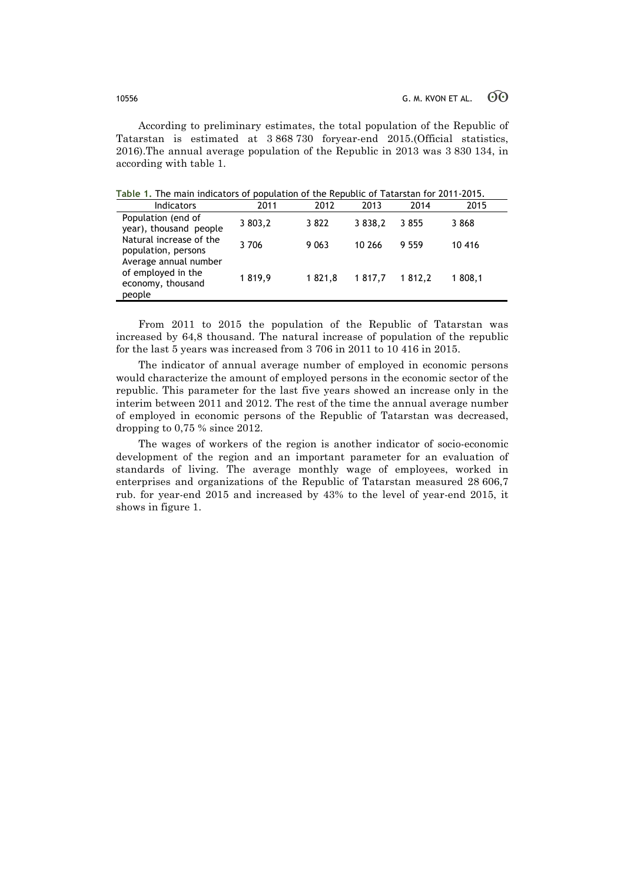According to preliminary estimates, the total population of the Republic of Tatarstan is estimated at 3 868 730 foryear-end 2015.(Official statistics, 2016).The annual average population of the Republic in 2013 was 3 830 134, in according with table 1.

**Table 1.** The main indicators of population of the Republic of Tatarstan for 2011-2015.

| Indicators | 2011 | 2012 | 2013 | 2014 | 2015 |
|---|---|---|---|---|---|
| Population (end of year), thousand people | 3 803,2 | 3 822 | 3 838,2 | 3 855 | 3 868 |
| Natural increase of the population, persons | 3 706 | 9 063 | 10 266 | 9 559 | 10 416 |
| Average annual number of employed in the economy, thousand people | 1 819,9 | 1 821,8 | 1 817,7 | 1 812,2 | 1 808,1 |

From 2011 to 2015 the population of the Republic of Tatarstan was increased by 64,8 thousand. The natural increase of population of the republic for the last 5 years was increased from 3 706 in 2011 to 10 416 in 2015.

The indicator of annual average number of employed in economic persons would characterize the amount of employed persons in the economic sector of the republic. This parameter for the last five years showed an increase only in the interim between 2011 and 2012. The rest of the time the annual average number of employed in economic persons of the Republic of Tatarstan was decreased, dropping to 0,75 % since 2012.

The wages of workers of the region is another indicator of socio-economic development of the region and an important parameter for an evaluation of standards of living. The average monthly wage of employees, worked in enterprises and organizations of the Republic of Tatarstan measured 28 606,7 rub. for year-end 2015 and increased by 43% to the level of year-end 2015, it shows in figure 1.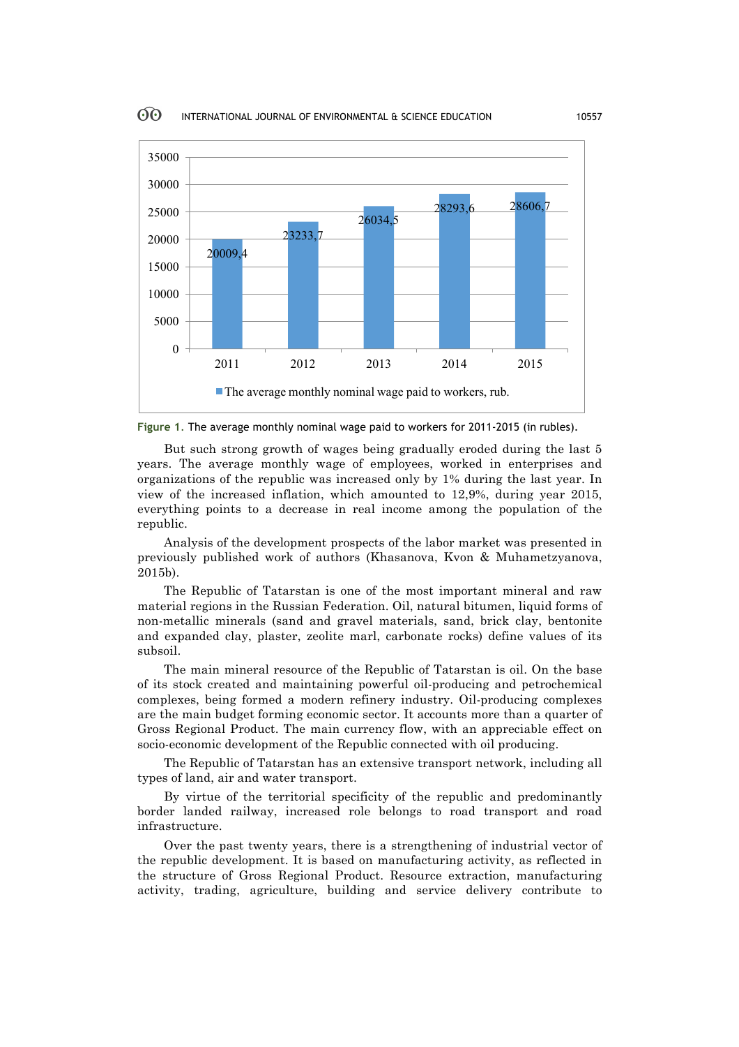Figure 1. The average monthly nominal wage paid to workers for 2011-2015 (in rubles).

But such strong growth of wages being gradually eroded during the last 5 years. The average monthly wage of employees, worked in enterprises and organizations of the republic was increased only by 1% during the last year. In view of the increased inflation, which amounted to 12,9%, during year 2015, everything points to a decrease in real income among the population of the republic.

Analysis of the development prospects of the labor market was presented in previously published work of authors (Khasanova, Kvon & Muhametzyanova, 2015b).

The Republic of Tatarstan is one of the most important mineral and raw material regions in the Russian Federation. Oil, natural bitumen, liquid forms of non-metallic minerals (sand and gravel materials, sand, brick clay, bentonite and expanded clay, plaster, zeolite marl, carbonate rocks) define values of its subsoil.

The main mineral resource of the Republic of Tatarstan is oil. On the base of its stock created and maintaining powerful oil-producing and petrochemical complexes, being formed a modern refinery industry. Oil-producing complexes are the main budget forming economic sector. It accounts more than a quarter of Gross Regional Product. The main currency flow, with an appreciable effect on socio-economic development of the Republic connected with oil producing.

The Republic of Tatarstan has an extensive transport network, including all types of land, air and water transport.

By virtue of the territorial specificity of the republic and predominantly border landed railway, increased role belongs to road transport and road infrastructure.

Over the past twenty years, there is a strengthening of industrial vector of the republic development. It is based on manufacturing activity, as reflected in the structure of Gross Regional Product. Resource extraction, manufacturing activity, trading, agriculture, building and service delivery contribute to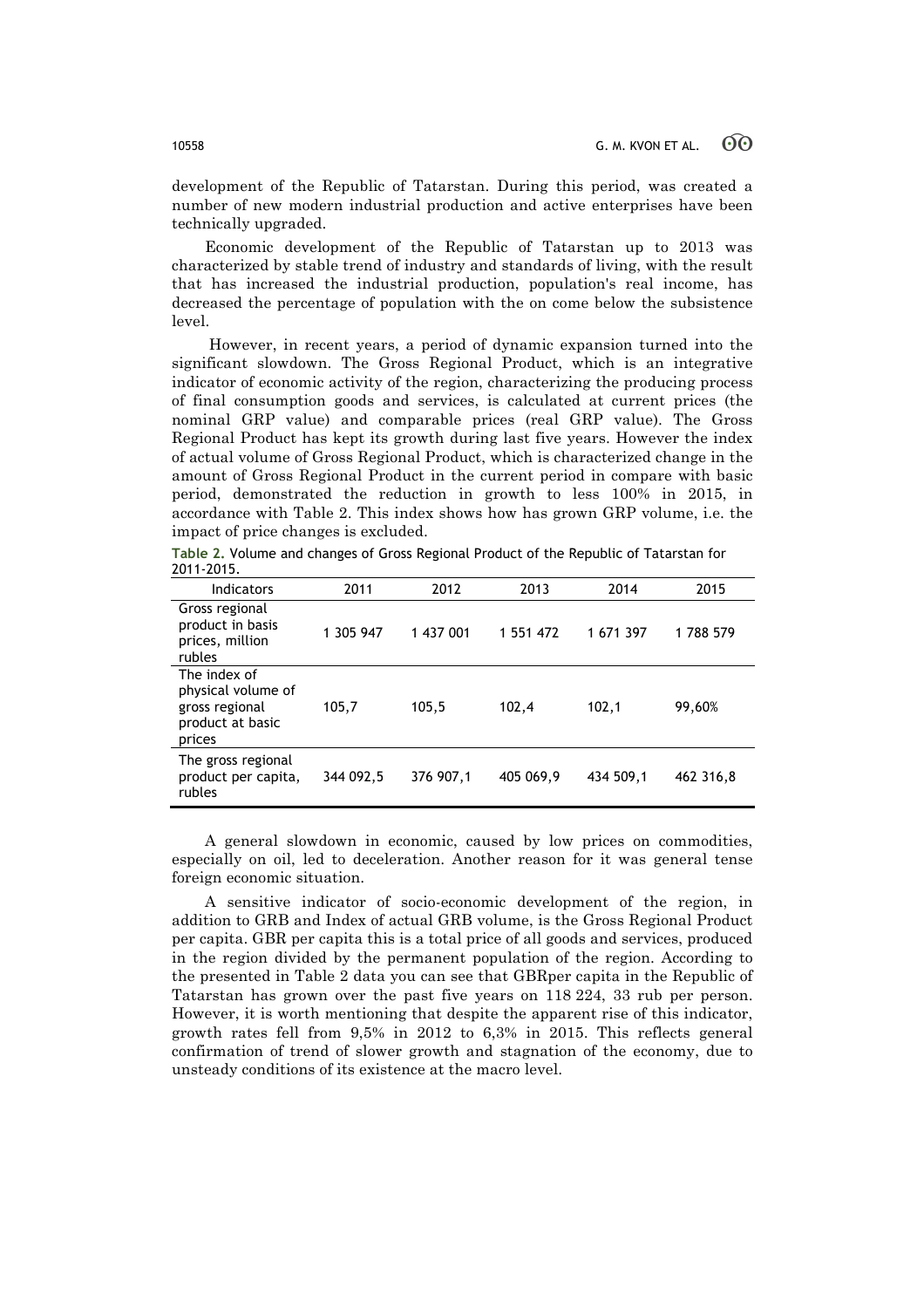development of the Republic of Tatarstan. During this period, was created a number of new modern industrial production and active enterprises have been technically upgraded.

Economic development of the Republic of Tatarstan up to 2013 was characterized by stable trend of industry and standards of living, with the result that has increased the industrial production, population's real income, has decreased the percentage of population with the on come below the subsistence level.

However, in recent years, a period of dynamic expansion turned into the significant slowdown. The Gross Regional Product, which is an integrative indicator of economic activity of the region, characterizing the producing process of final consumption goods and services, is calculated at current prices (the nominal GRP value) and comparable prices (real GRP value). The Gross Regional Product has kept its growth during last five years. However the index of actual volume of Gross Regional Product, which is characterized change in the amount of Gross Regional Product in the current period in compare with basic period, demonstrated the reduction in growth to less 100% in 2015, in accordance with Table 2. This index shows how has grown GRP volume, i.e. the impact of price changes is excluded.

**Table 2.** Volume and changes of Gross Regional Product of the Republic of Tatarstan for 2011-2015.

| Indicators | 2011 | 2012 | 2013 | 2014 | 2015 |
|---|---|---|---|---|---|
| Gross regional product in basis prices, million rubles | 1 305 947 | 1 437 001 | 1 551 472 | 1 671 397 | 1 788 579 |
| The index of physical volume of gross regional product at basic prices | 105,7 | 105,5 | 102,4 | 102,1 | 99,60% |
| The gross regional product per capita, rubles | 344 092,5 | 376 907,1 | 405 069,9 | 434 509,1 | 462 316,8 |

A general slowdown in economic, caused by low prices on commodities, especially on oil, led to deceleration. Another reason for it was general tense foreign economic situation.

A sensitive indicator of socio-economic development of the region, in addition to GRB and Index of actual GRB volume, is the Gross Regional Product per capita. GBR per capita this is a total price of all goods and services, produced in the region divided by the permanent population of the region. According to the presented in Table 2 data you can see that GBRper capita in the Republic of Tatarstan has grown over the past five years on 118 224, 33 rub per person. However, it is worth mentioning that despite the apparent rise of this indicator, growth rates fell from 9,5% in 2012 to 6,3% in 2015. This reflects general confirmation of trend of slower growth and stagnation of the economy, due to unsteady conditions of its existence at the macro level.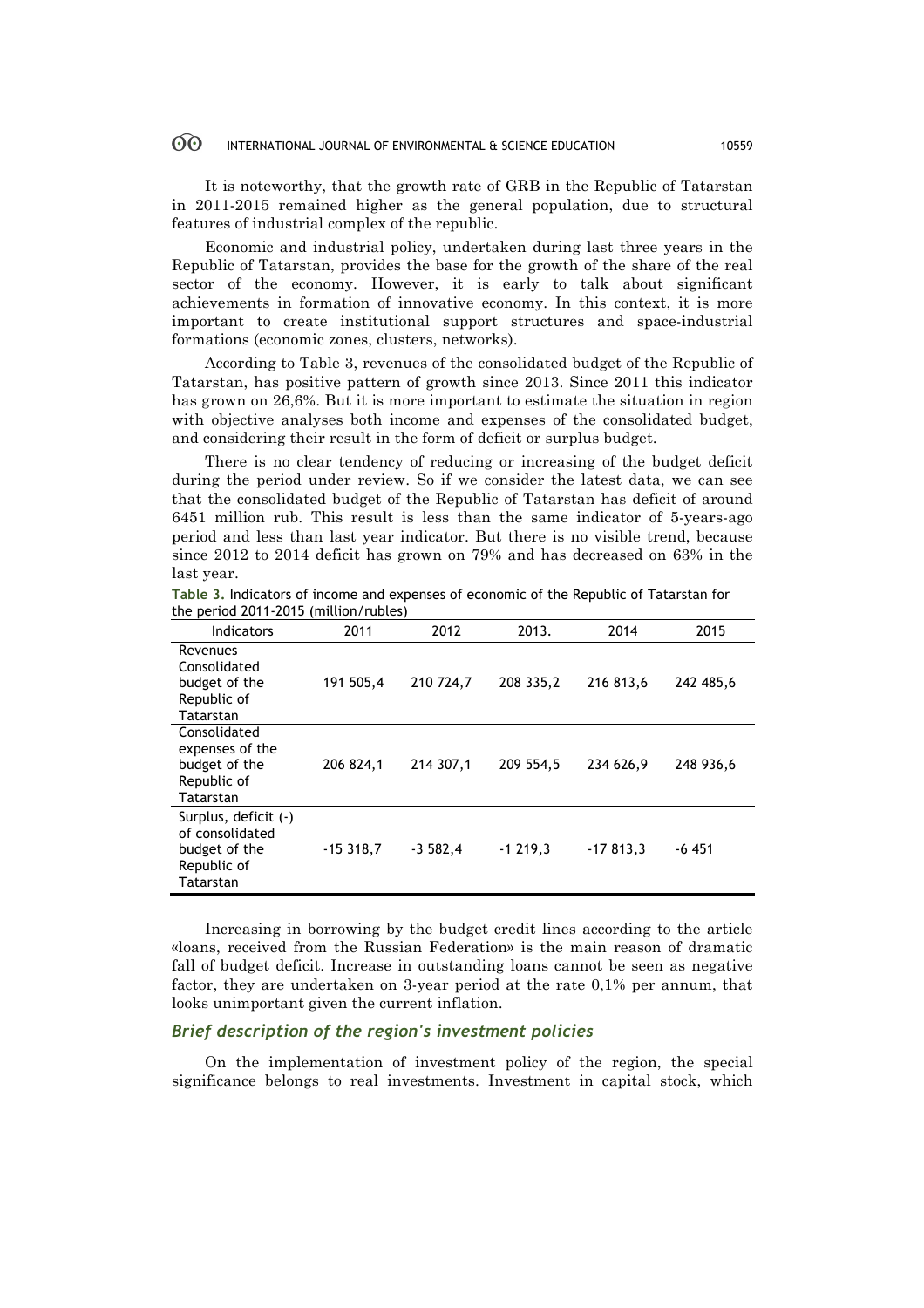It is noteworthy, that the growth rate of GRB in the Republic of Tatarstan in 2011-2015 remained higher as the general population, due to structural features of industrial complex of the republic.

Economic and industrial policy, undertaken during last three years in the Republic of Tatarstan, provides the base for the growth of the share of the real sector of the economy. However, it is early to talk about significant achievements in formation of innovative economy. In this context, it is more important to create institutional support structures and space-industrial formations (economic zones, clusters, networks).

According to Table 3, revenues of the consolidated budget of the Republic of Tatarstan, has positive pattern of growth since 2013. Since 2011 this indicator has grown on 26,6%. But it is more important to estimate the situation in region with objective analyses both income and expenses of the consolidated budget, and considering their result in the form of deficit or surplus budget.

There is no clear tendency of reducing or increasing of the budget deficit during the period under review. So if we consider the latest data, we can see that the consolidated budget of the Republic of Tatarstan has deficit of around 6451 million rub. This result is less than the same indicator of 5-years-ago period and less than last year indicator. But there is no visible trend, because since 2012 to 2014 deficit has grown on 79% and has decreased on 63% in the last year.

**Table 3.** Indicators of income and expenses of economic of the Republic of Tatarstan for the period 2011-2015 (million/rubles)

| Indicators | 2011 | 2012 | 2013. | 2014 | 2015 |
|---|---|---|---|---|---|
| Revenues Consolidated budget of the Republic of Tatarstan | 191 505,4 | 210 724,7 | 208 335,2 | 216 813,6 | 242 485,6 |
| Consolidated expenses of the budget of the Republic of Tatarstan | 206 824,1 | 214 307,1 | 209 554,5 | 234 626,9 | 248 936,6 |
| Surplus, deficit (-) of consolidated budget of the Republic of Tatarstan | -15 318,7 | -3 582,4 | -1 219,3 | -17 813,3 | -6 451 |

Increasing in borrowing by the budget credit lines according to the article «loans, received from the Russian Federation» is the main reason of dramatic fall of budget deficit. Increase in outstanding loans cannot be seen as negative factor, they are undertaken on 3-year period at the rate 0,1% per annum, that looks unimportant given the current inflation.

### *Brief description of the region's investment policies*

On the implementation of investment policy of the region, the special significance belongs to real investments. Investment in capital stock, which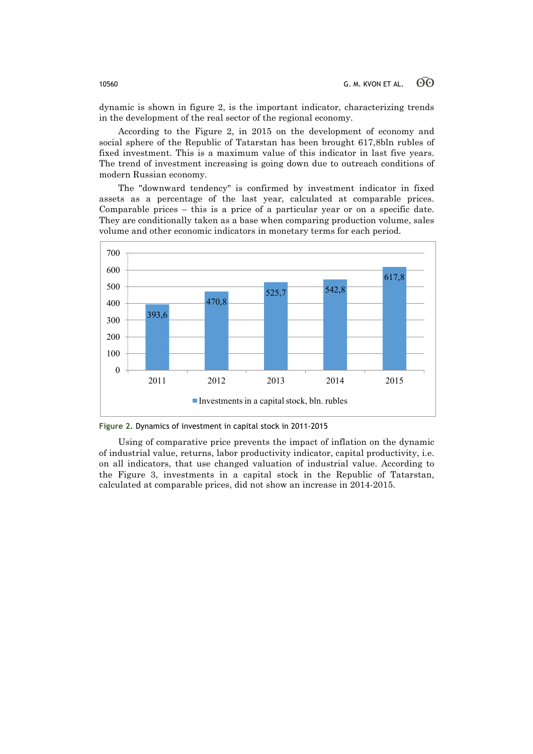dynamic is shown in figure 2, is the important indicator, characterizing trends in the development of the real sector of the regional economy.

According to the Figure 2, in 2015 on the development of economy and social sphere of the Republic of Tatarstan has been brought 617,8bln rubles of fixed investment. This is a maximum value of this indicator in last five years. The trend of investment increasing is going down due to outreach conditions of modern Russian economy.

The "downward tendency" is confirmed by investment indicator in fixed assets as a percentage of the last year, calculated at comparable prices. Comparable prices – this is a price of a particular year or on a specific date. They are conditionally taken as a base when comparing production volume, sales volume and other economic indicators in monetary terms for each period.

| Year | Investments in a capital stock, bln. rubles |
|---|---|
| 2011 | 393,6 |
| 2012 | 470,8 |
| 2013 | 525,7 |
| 2014 | 542,8 |
| 2015 | 617,8 |

**Figure 2.** Dynamics of investment in capital stock in 2011-2015

Using of comparative price prevents the impact of inflation on the dynamic of industrial value, returns, labor productivity indicator, capital productivity, i.e. on all indicators, that use changed valuation of industrial value. According to the Figure 3, investments in a capital stock in the Republic of Tatarstan, calculated at comparable prices, did not show an increase in 2014-2015.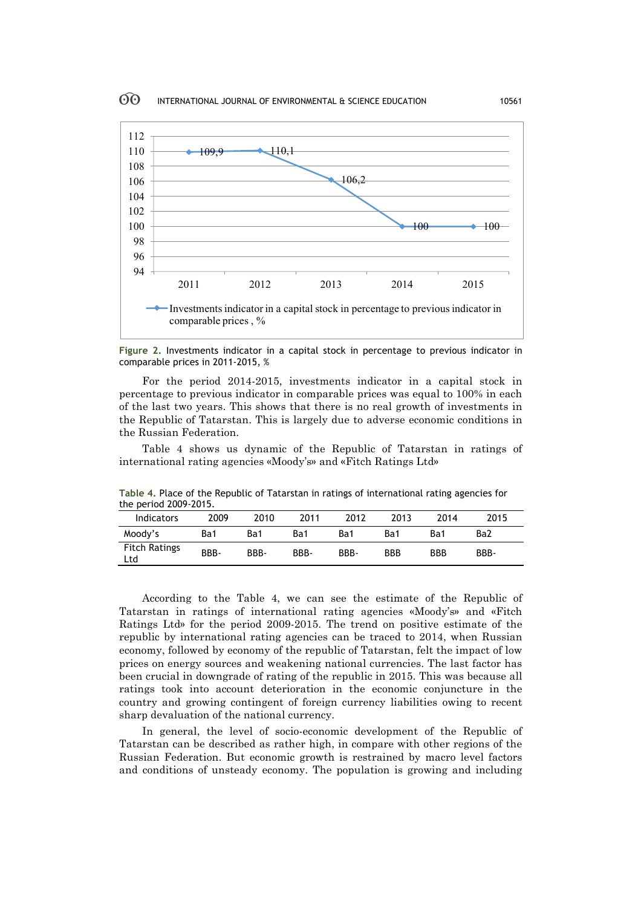Figure 2. Investments indicator in a capital stock in percentage to previous indicator in comparable prices in 2011-2015, %

For the period 2014-2015, investments indicator in a capital stock in percentage to previous indicator in comparable prices was equal to 100% in each of the last two years. This shows that there is no real growth of investments in the Republic of Tatarstan. This is largely due to adverse economic conditions in the Russian Federation.

Table 4 shows us dynamic of the Republic of Tatarstan in ratings of international rating agencies «Moody's» and «Fitch Ratings Ltd»

Table 4. Place of the Republic of Tatarstan in ratings of international rating agencies for the period 2009-2015.

| Indicators | 2009 | 2010 | 2011 | 2012 | 2013 | 2014 | 2015 |
|---|---|---|---|---|---|---|---|
| Moody's | Ba1 | Ba1 | Ba1 | Ba1 | Ba1 | Ba1 | Ba2 |
| Fitch Ratings Ltd | BBB- | BBB- | BBB- | BBB- | BBB | BBB | BBB- |

According to the Table 4, we can see the estimate of the Republic of Tatarstan in ratings of international rating agencies «Moody's» and «Fitch Ratings Ltd» for the period 2009-2015. The trend on positive estimate of the republic by international rating agencies can be traced to 2014, when Russian economy, followed by economy of the republic of Tatarstan, felt the impact of low prices on energy sources and weakening national currencies. The last factor has been crucial in downgrade of rating of the republic in 2015. This was because all ratings took into account deterioration in the economic conjuncture in the country and growing contingent of foreign currency liabilities owing to recent sharp devaluation of the national currency.

In general, the level of socio-economic development of the Republic of Tatarstan can be described as rather high, in compare with other regions of the Russian Federation. But economic growth is restrained by macro level factors and conditions of unsteady economy. The population is growing and including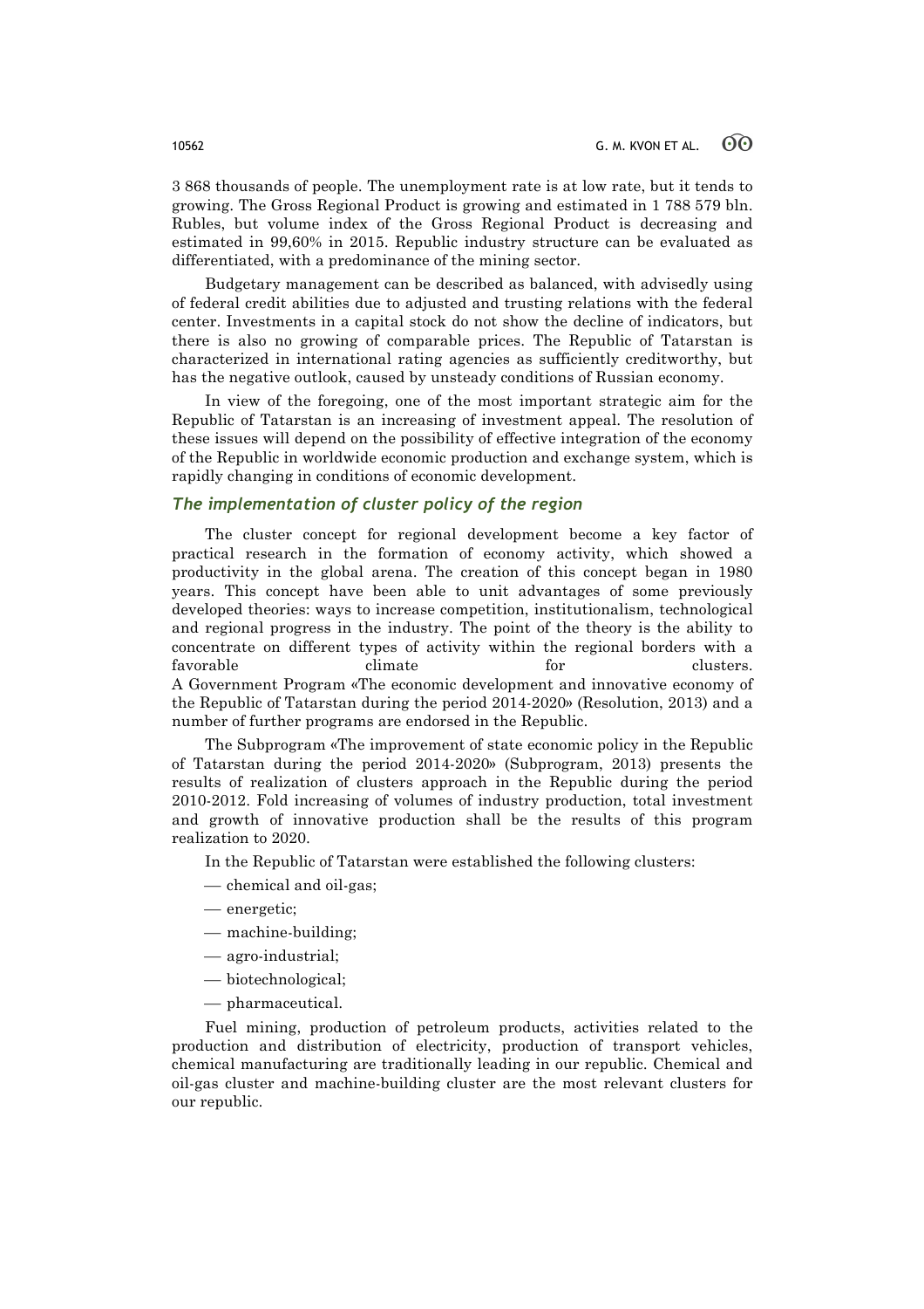3 868 thousands of people. The unemployment rate is at low rate, but it tends to growing. The Gross Regional Product is growing and estimated in 1 788 579 bln. Rubles, but volume index of the Gross Regional Product is decreasing and estimated in 99,60% in 2015. Republic industry structure can be evaluated as differentiated, with a predominance of the mining sector.

Budgetary management can be described as balanced, with advisedly using of federal credit abilities due to adjusted and trusting relations with the federal center. Investments in a capital stock do not show the decline of indicators, but there is also no growing of comparable prices. The Republic of Tatarstan is characterized in international rating agencies as sufficiently creditworthy, but has the negative outlook, caused by unsteady conditions of Russian economy.

In view of the foregoing, one of the most important strategic aim for the Republic of Tatarstan is an increasing of investment appeal. The resolution of these issues will depend on the possibility of effective integration of the economy of the Republic in worldwide economic production and exchange system, which is rapidly changing in conditions of economic development.

### *The implementation of cluster policy of the region*

The cluster concept for regional development become a key factor of practical research in the formation of economy activity, which showed a productivity in the global arena. The creation of this concept began in 1980 years. This concept have been able to unit advantages of some previously developed theories: ways to increase competition, institutionalism, technological and regional progress in the industry. The point of the theory is the ability to concentrate on different types of activity within the regional borders with a favorable climate for clusters.
A Government Program «The economic development and innovative economy of the Republic of Tatarstan during the period 2014-2020» (Resolution, 2013) and a number of further programs are endorsed in the Republic.

The Subprogram «The improvement of state economic policy in the Republic of Tatarstan during the period 2014-2020» (Subprogram, 2013) presents the results of realization of clusters approach in the Republic during the period 2010-2012. Fold increasing of volumes of industry production, total investment and growth of innovative production shall be the results of this program realization to 2020.

In the Republic of Tatarstan were established the following clusters:

- chemical and oil-gas;
- energetic;
- machine-building;
- agro-industrial;
- biotechnological;
- pharmaceutical.

Fuel mining, production of petroleum products, activities related to the production and distribution of electricity, production of transport vehicles, chemical manufacturing are traditionally leading in our republic. Chemical and oil-gas cluster and machine-building cluster are the most relevant clusters for our republic.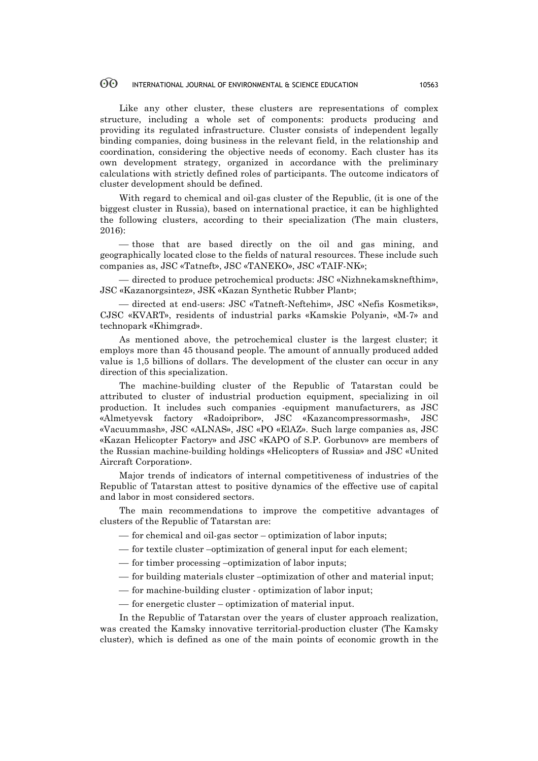Like any other cluster, these clusters are representations of complex structure, including a whole set of components: products producing and providing its regulated infrastructure. Cluster consists of independent legally binding companies, doing business in the relevant field, in the relationship and coordination, considering the objective needs of economy. Each cluster has its own development strategy, organized in accordance with the preliminary calculations with strictly defined roles of participants. The outcome indicators of cluster development should be defined.

With regard to chemical and oil-gas cluster of the Republic, (it is one of the biggest cluster in Russia), based on international practice, it can be highlighted the following clusters, according to their specialization (The main clusters, 2016):

- those that are based directly on the oil and gas mining, and geographically located close to the fields of natural resources. These include such companies as, JSC «Tatneft», JSC «TANEKO», JSC «TAIF-NK»;
- directed to produce petrochemical products: JSC «Nizhnekamsknefthim», JSC «Kazanorgsintez», JSK «Kazan Synthetic Rubber Plant»;
- directed at end-users: JSC «Tatneft-Neftehim», JSC «Nefis Kosmetiks», CJSC «KVART», residents of industrial parks «Kamskie Polyani», «M-7» and technopark «Khimgrad».

As mentioned above, the petrochemical cluster is the largest cluster; it employs more than 45 thousand people. The amount of annually produced added value is 1,5 billions of dollars. The development of the cluster can occur in any direction of this specialization.

The machine-building cluster of the Republic of Tatarstan could be attributed to cluster of industrial production equipment, specializing in oil production. It includes such companies -equipment manufacturers, as JSC «Almetyevsk factory «Radoipribor», JSC «Kazancompressormash», JSC «Vacuummash», JSC «ALNAS», JSC «PO «ElAZ». Such large companies as, JSC «Kazan Helicopter Factory» and JSC «KAPO of S.P. Gorbunov» are members of the Russian machine-building holdings «Helicopters of Russia» and JSC «United Aircraft Corporation».

Major trends of indicators of internal competitiveness of industries of the Republic of Tatarstan attest to positive dynamics of the effective use of capital and labor in most considered sectors.

The main recommendations to improve the competitive advantages of clusters of the Republic of Tatarstan are:

- for chemical and oil-gas sector – optimization of labor inputs;
- for textile cluster –optimization of general input for each element;
- for timber processing –optimization of labor inputs;
- for building materials cluster –optimization of other and material input;
- for machine-building cluster - optimization of labor input;
- for energetic cluster – optimization of material input.

In the Republic of Tatarstan over the years of cluster approach realization, was created the Kamsky innovative territorial-production cluster (The Kamsky cluster), which is defined as one of the main points of economic growth in the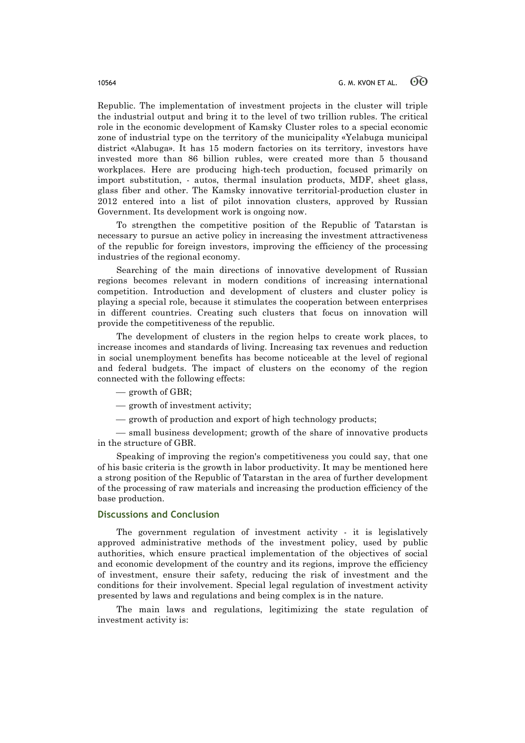Republic. The implementation of investment projects in the cluster will triple the industrial output and bring it to the level of two trillion rubles. The critical role in the economic development of Kamsky Cluster roles to a special economic zone of industrial type on the territory of the municipality «Yelabuga municipal district «Alabuga». It has 15 modern factories on its territory, investors have invested more than 86 billion rubles, were created more than 5 thousand workplaces. Here are producing high-tech production, focused primarily on import substitution, - autos, thermal insulation products, MDF, sheet glass, glass fiber and other. The Kamsky innovative territorial-production cluster in 2012 entered into a list of pilot innovation clusters, approved by Russian Government. Its development work is ongoing now.

To strengthen the competitive position of the Republic of Tatarstan is necessary to pursue an active policy in increasing the investment attractiveness of the republic for foreign investors, improving the efficiency of the processing industries of the regional economy.

Searching of the main directions of innovative development of Russian regions becomes relevant in modern conditions of increasing international competition. Introduction and development of clusters and cluster policy is playing a special role, because it stimulates the cooperation between enterprises in different countries. Creating such clusters that focus on innovation will provide the competitiveness of the republic.

The development of clusters in the region helps to create work places, to increase incomes and standards of living. Increasing tax revenues and reduction in social unemployment benefits has become noticeable at the level of regional and federal budgets. The impact of clusters on the economy of the region connected with the following effects:

— growth of GBR;

— growth of investment activity;

— growth of production and export of high technology products;

— small business development; growth of the share of innovative products in the structure of GBR.

Speaking of improving the region's competitiveness you could say, that one of his basic criteria is the growth in labor productivity. It may be mentioned here a strong position of the Republic of Tatarstan in the area of further development of the processing of raw materials and increasing the production efficiency of the base production.

## Discussions and Conclusion

The government regulation of investment activity - it is legislatively approved administrative methods of the investment policy, used by public authorities, which ensure practical implementation of the objectives of social and economic development of the country and its regions, improve the efficiency of investment, ensure their safety, reducing the risk of investment and the conditions for their involvement. Special legal regulation of investment activity presented by laws and regulations and being complex is in the nature.

The main laws and regulations, legitimizing the state regulation of investment activity is: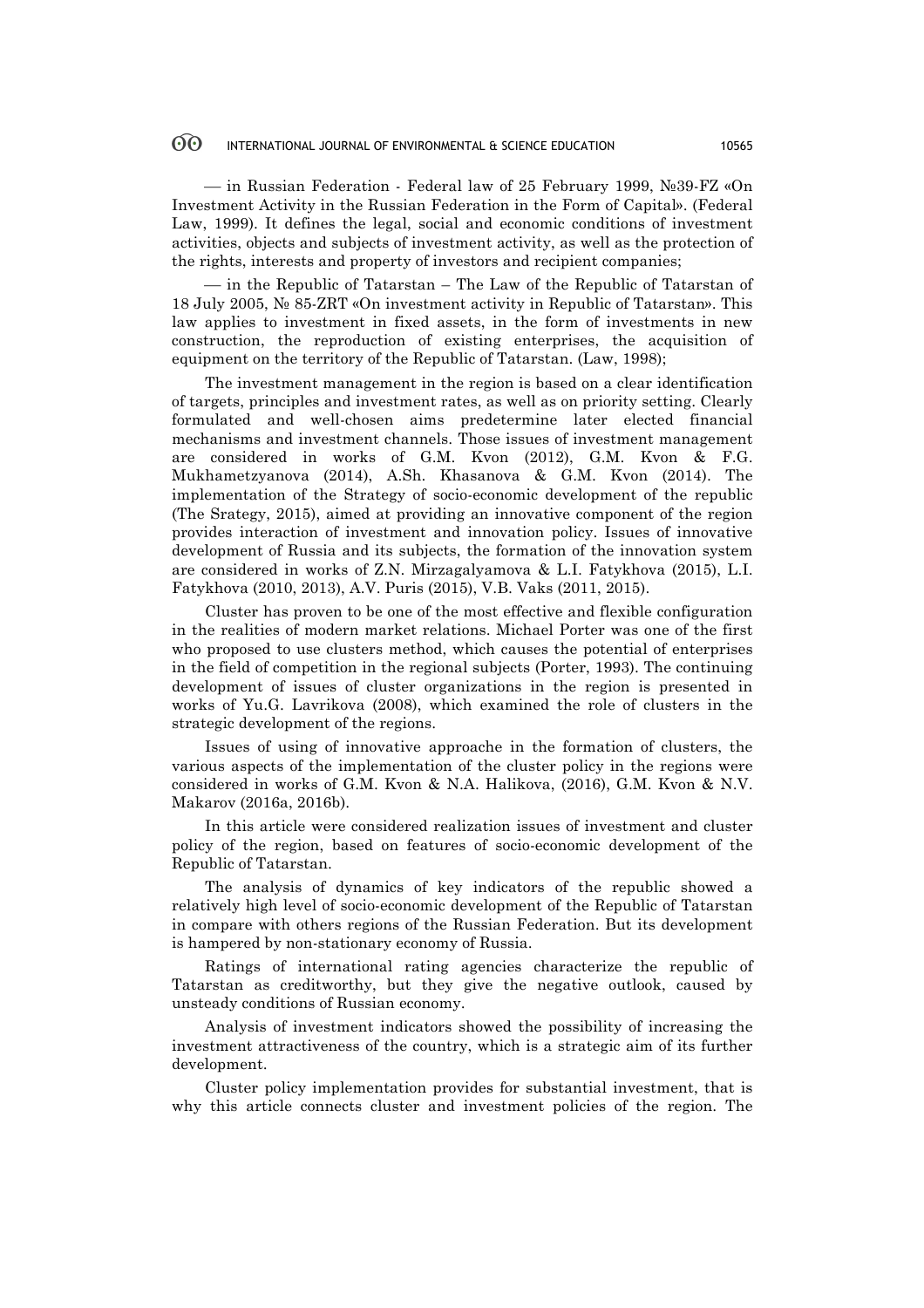— in Russian Federation - Federal law of 25 February 1999, №39-FZ «On Investment Activity in the Russian Federation in the Form of Capital». (Federal Law, 1999). It defines the legal, social and economic conditions of investment activities, objects and subjects of investment activity, as well as the protection of the rights, interests and property of investors and recipient companies;

— in the Republic of Tatarstan – The Law of the Republic of Tatarstan of 18 July 2005, № 85-ZRT «On investment activity in Republic of Tatarstan». This law applies to investment in fixed assets, in the form of investments in new construction, the reproduction of existing enterprises, the acquisition of equipment on the territory of the Republic of Tatarstan. (Law, 1998);

The investment management in the region is based on a clear identification of targets, principles and investment rates, as well as on priority setting. Clearly formulated and well-chosen aims predetermine later elected financial mechanisms and investment channels. Those issues of investment management are considered in works of G.M. Kvon (2012), G.M. Kvon & F.G. Mukhametzyanova (2014), A.Sh. Khasanova & G.M. Kvon (2014). The implementation of the Strategy of socio-economic development of the republic (The Srategy, 2015), aimed at providing an innovative component of the region provides interaction of investment and innovation policy. Issues of innovative development of Russia and its subjects, the formation of the innovation system are considered in works of Z.N. Mirzagalyamova & L.I. Fatykhova (2015), L.I. Fatykhova (2010, 2013), A.V. Puris (2015), V.B. Vaks (2011, 2015).

Cluster has proven to be one of the most effective and flexible configuration in the realities of modern market relations. Michael Porter was one of the first who proposed to use clusters method, which causes the potential of enterprises in the field of competition in the regional subjects (Porter, 1993). The continuing development of issues of cluster organizations in the region is presented in works of Yu.G. Lavrikova (2008), which examined the role of clusters in the strategic development of the regions.

Issues of using of innovative approache in the formation of clusters, the various aspects of the implementation of the cluster policy in the regions were considered in works of G.M. Kvon & N.A. Halikova, (2016), G.M. Kvon & N.V. Makarov (2016a, 2016b).

In this article were considered realization issues of investment and cluster policy of the region, based on features of socio-economic development of the Republic of Tatarstan.

The analysis of dynamics of key indicators of the republic showed a relatively high level of socio-economic development of the Republic of Tatarstan in compare with others regions of the Russian Federation. But its development is hampered by non-stationary economy of Russia.

Ratings of international rating agencies characterize the republic of Tatarstan as creditworthy, but they give the negative outlook, caused by unsteady conditions of Russian economy.

Analysis of investment indicators showed the possibility of increasing the investment attractiveness of the country, which is a strategic aim of its further development.

Cluster policy implementation provides for substantial investment, that is why this article connects cluster and investment policies of the region. The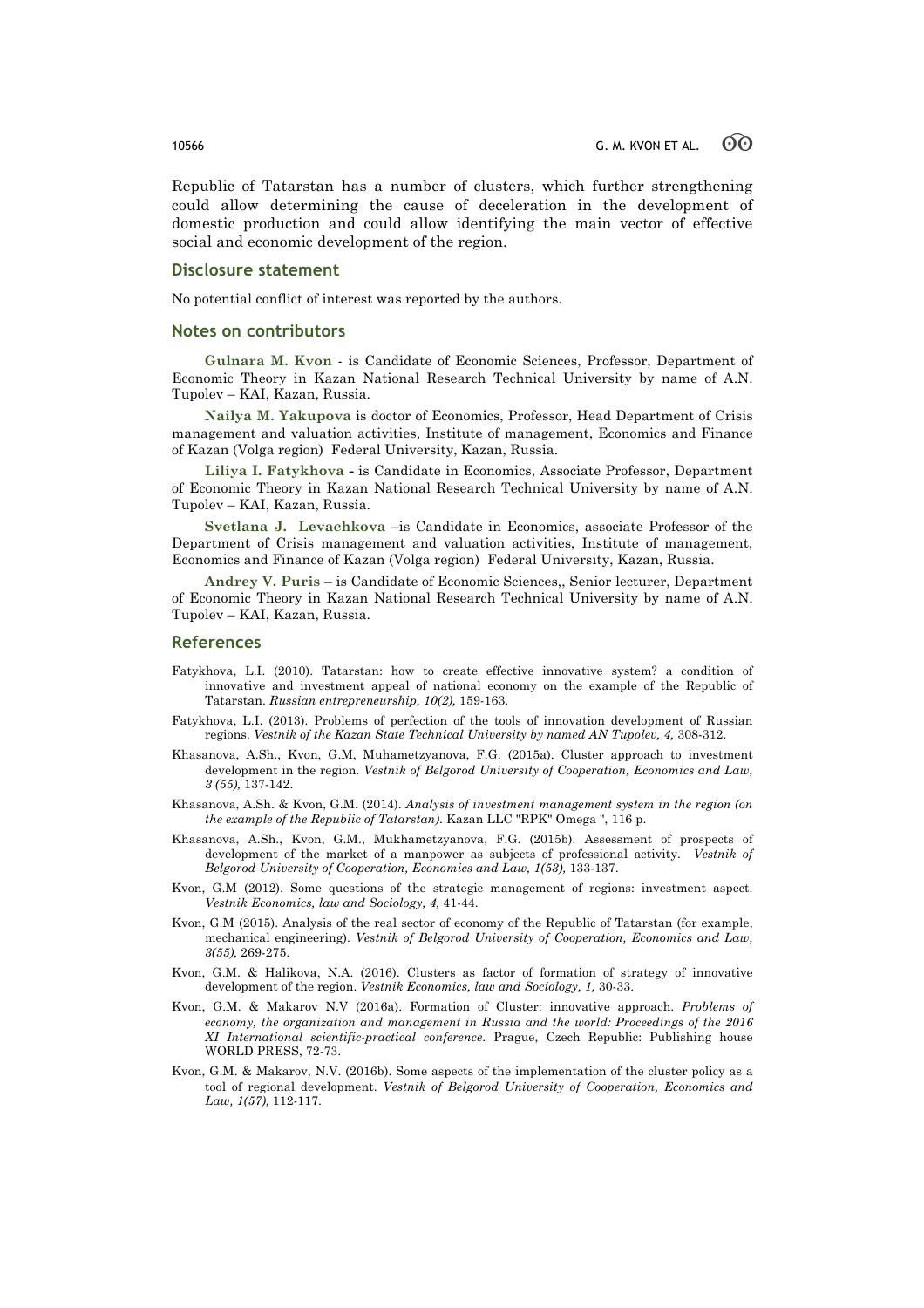Republic of Tatarstan has a number of clusters, which further strengthening could allow determining the cause of deceleration in the development of domestic production and could allow identifying the main vector of effective social and economic development of the region.

## Disclosure statement

No potential conflict of interest was reported by the authors.

## Notes on contributors

**Gulnara M. Kvon** - is Candidate of Economic Sciences, Professor, Department of Economic Theory in Kazan National Research Technical University by name of A.N. Tupolev – KAI, Kazan, Russia.

**Nailya M. Yakupova** is doctor of Economics, Professor, Head Department of Crisis management and valuation activities, Institute of management, Economics and Finance of Kazan (Volga region) Federal University, Kazan, Russia.

**Liliya I. Fatykhova -** is Candidate in Economics, Associate Professor, Department of Economic Theory in Kazan National Research Technical University by name of A.N. Tupolev – KAI, Kazan, Russia.

**Svetlana J. Levachkova** –is Candidate in Economics, associate Professor of the Department of Crisis management and valuation activities, Institute of management, Economics and Finance of Kazan (Volga region) Federal University, Kazan, Russia.

**Andrey V. Puris** – is Candidate of Economic Sciences,, Senior lecturer, Department of Economic Theory in Kazan National Research Technical University by name of A.N. Tupolev – KAI, Kazan, Russia.

## References

Fatykhova, L.I. (2010). Tatarstan: how to create effective innovative system? a condition of innovative and investment appeal of national economy on the example of the Republic of Tatarstan. *Russian entrepreneurship, 10(2),* 159-163.

Fatykhova, L.I. (2013). Problems of perfection of the tools of innovation development of Russian regions. *Vestnik of the Kazan State Technical University by named AN Tupolev, 4,* 308-312.

Khasanova, A.Sh., Kvon, G.M, Muhametzyanova, F.G. (2015a). Cluster approach to investment development in the region. *Vestnik of Belgorod University of Cooperation, Economics and Law, 3 (55),* 137-142.

Khasanova, A.Sh. & Kvon, G.M. (2014). *Analysis of investment management system in the region (on the example of the Republic of Tatarstan).* Kazan LLC "RPK" Omega ", 116 p.

Khasanova, A.Sh., Kvon, G.M., Mukhametzyanova, F.G. (2015b). Assessment of prospects of development of the market of a manpower as subjects of professional activity. *Vestnik of Belgorod University of Cooperation, Economics and Law, 1(53),* 133-137.

Kvon, G.M (2012). Some questions of the strategic management of regions: investment aspect. *Vestnik Economics, law and Sociology, 4,* 41-44.

Kvon, G.M (2015). Analysis of the real sector of economy of the Republic of Tatarstan (for example, mechanical engineering). *Vestnik of Belgorod University of Cooperation, Economics and Law, 3(55),* 269-275.

Kvon, G.M. & Halikova, N.A. (2016). Clusters as factor of formation of strategy of innovative development of the region. *Vestnik Economics, law and Sociology, 1,* 30-33.

Kvon, G.M. & Makarov N.V (2016a). Formation of Cluster: innovative approach. *Problems of economy, the organization and management in Russia and the world: Proceedings of the 2016 XI International scientific-practical conference.* Prague, Czech Republic: Publishing house WORLD PRESS, 72-73.

Kvon, G.M. & Makarov, N.V. (2016b). Some aspects of the implementation of the cluster policy as a tool of regional development. *Vestnik of Belgorod University of Cooperation, Economics and Law, 1(57),* 112-117.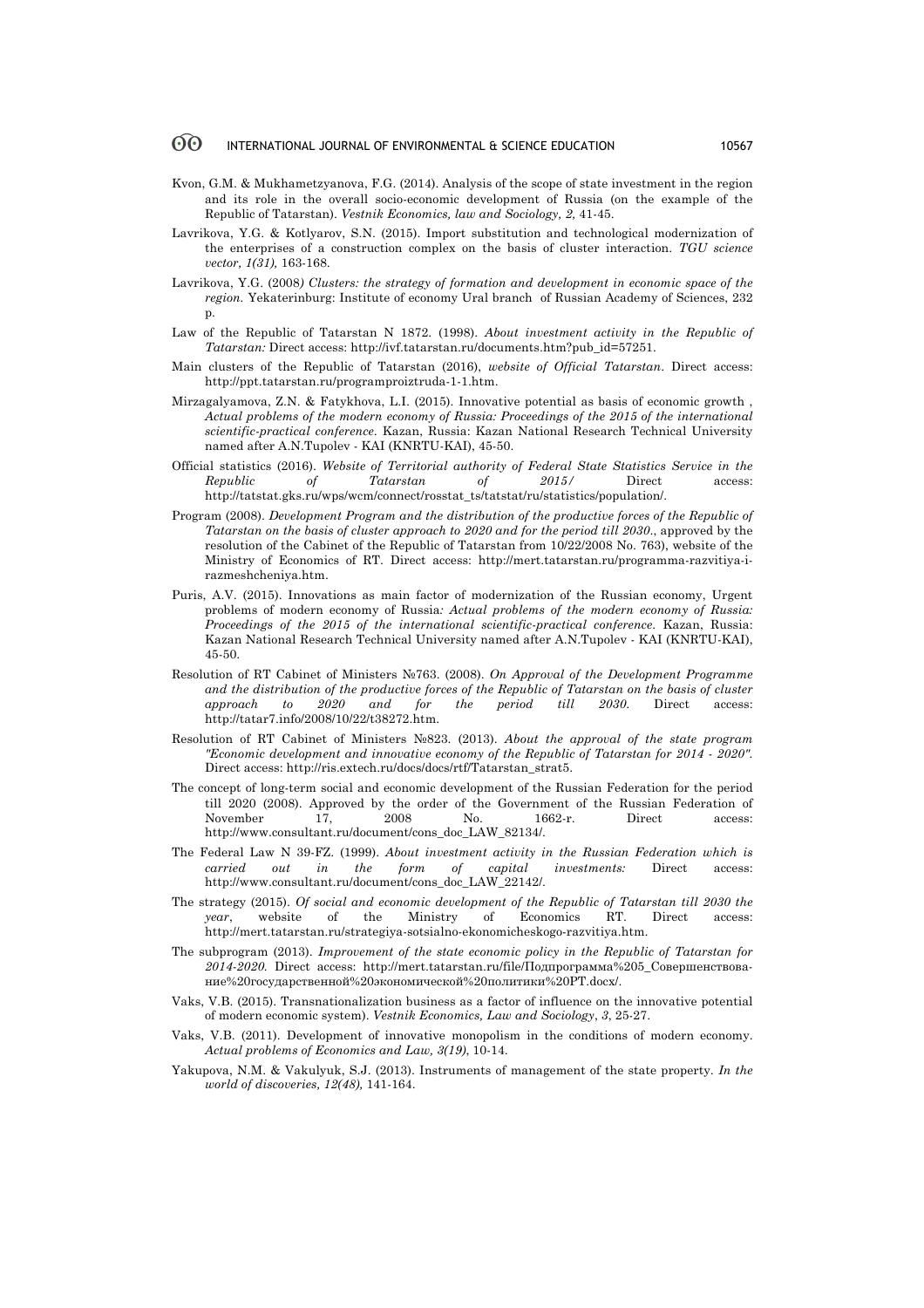Kvon, G.M. & Mukhametzyanova, F.G. (2014). Analysis of the scope of state investment in the region and its role in the overall socio-economic development of Russia (on the example of the Republic of Tatarstan). *Vestnik Economics, law and Sociology, 2,* 41-45.

Lavrikova, Y.G. & Kotlyarov, S.N. (2015). Import substitution and technological modernization of the enterprises of a construction complex on the basis of cluster interaction. *TGU science vector, 1(31),* 163-168.

Lavrikova, Y.G. (2008*) Clusters: the strategy of formation and development in economic space of the region.* Yekaterinburg: Institute of economy Ural branch of Russian Academy of Sciences, 232 p.

Law of the Republic of Tatarstan N 1872. (1998). *About investment activity in the Republic of Tatarstan:* Direct access: http://ivf.tatarstan.ru/documents.htm?pub_id=57251.

Main clusters of the Republic of Tatarstan (2016), *website of Official Tatarstan*. Direct access: http://ppt.tatarstan.ru/programproiztruda-1-1.htm.

Mirzagalyamova, Z.N. & Fatykhova, L.I. (2015). Innovative potential as basis of economic growth , *Actual problems of the modern economy of Russia: Proceedings of the 2015 of the international scientific-practical conference*. Kazan, Russia: Kazan National Research Technical University named after A.N.Tupolev - KAI (KNRTU-KAI), 45-50.

Official statistics (2016). *Website of Territorial authority of Federal State Statistics Service in the Republic of Tatarstan of 2015/* Direct access: http://tatstat.gks.ru/wps/wcm/connect/rosstat_ts/tatstat/ru/statistics/population/.

Program (2008). *Development Program and the distribution of the productive forces of the Republic of Tatarstan on the basis of cluster approach to 2020 and for the period till 2030.*, approved by the resolution of the Cabinet of the Republic of Tatarstan from 10/22/2008 No. 763), website of the Ministry of Economics of RT. Direct access: http://mert.tatarstan.ru/programma-razvitiya-i-razmeshcheniya.htm.

Puris, A.V. (2015). Innovations as main factor of modernization of the Russian economy, Urgent problems of modern economy of Russia*: Actual problems of the modern economy of Russia: Proceedings of the 2015 of the international scientific-practical conference*. Kazan, Russia: Kazan National Research Technical University named after A.N.Tupolev - KAI (KNRTU-KAI), 45-50.

Resolution of RT Cabinet of Ministers №763. (2008). *On Approval of the Development Programme and the distribution of the productive forces of the Republic of Tatarstan on the basis of cluster approach to 2020 and for the period till 2030.* Direct access: http://tatar7.info/2008/10/22/t38272.htm.

Resolution of RT Cabinet of Ministers №823. (2013). *About the approval of the state program "Economic development and innovative economy of the Republic of Tatarstan for 2014 - 2020".* Direct access: http://ris.extech.ru/docs/docs/rtf/Tatarstan_strat5.

The concept of long-term social and economic development of the Russian Federation for the period till 2020 (2008). Approved by the order of the Government of the Russian Federation of November 17, 2008 No. 1662-r. Direct access: http://www.consultant.ru/document/cons_doc_LAW_82134/.

The Federal Law N 39-FZ. (1999). *About investment activity in the Russian Federation which is carried out in the form of capital investments:* Direct access: http://www.consultant.ru/document/cons_doc_LAW_22142/.

The strategy (2015). *Of social and economic development of the Republic of Tatarstan till 2030 the year*, website of the Ministry of Economics RT. Direct access: http://mert.tatarstan.ru/strategiya-sotsialno-ekonomicheskogo-razvitiya.htm.

The subprogram (2013). *Improvement of the state economic policy in the Republic of Tatarstan for 2014-2020.* Direct access: http://mert.tatarstan.ru/file/Подпрограмма%205_Совершенствование%20государственной%20экономической%20политики%20РТ.docx/.

Vaks, V.B. (2015). Transnationalization business as a factor of influence on the innovative potential of modern economic system). *Vestnik Economics, Law and Sociology*, *3*, 25-27.

Vaks, V.B. (2011). Development of innovative monopolism in the conditions of modern economy. *Actual problems of Economics and Law, 3(19)*, 10-14.

Yakupova, N.M. & Vakulyuk, S.J. (2013). Instruments of management of the state property. *In the world of discoveries, 12(48),* 141-164.